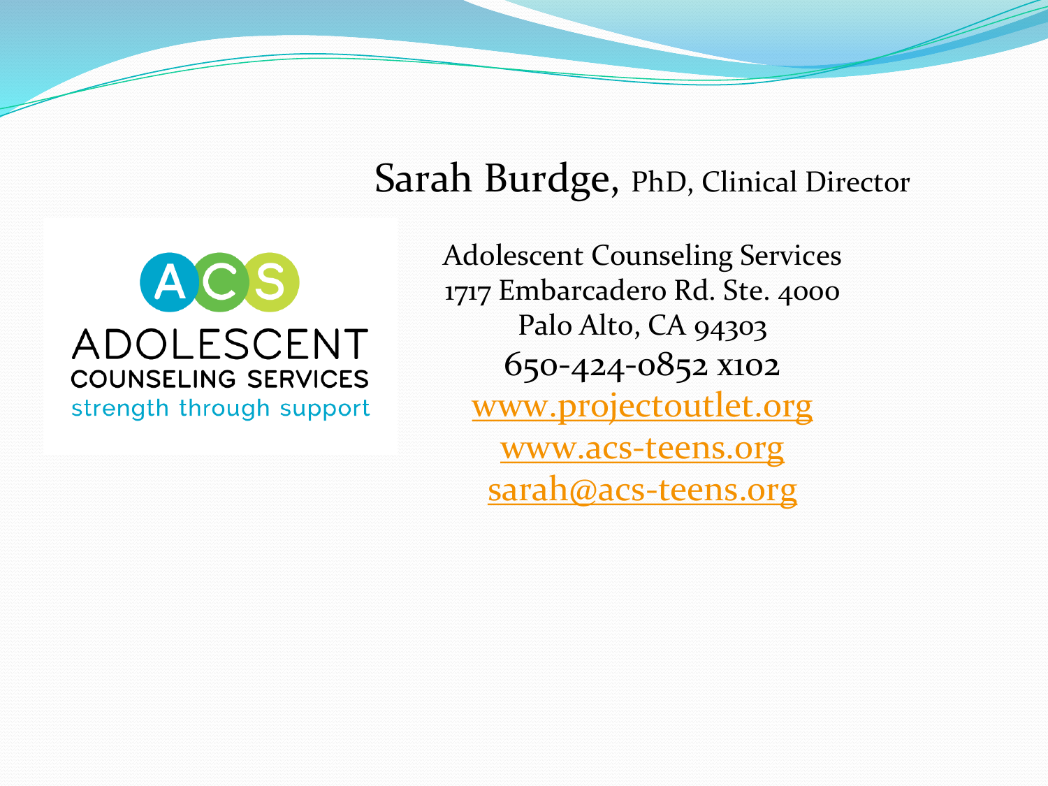# Sarah Burdge, PhD, Clinical Director

ACS
ADOLESCENT
COUNSELING SERVICES
strength through support

Adolescent Counseling Services
1717 Embarcadero Rd. Ste. 4000
Palo Alto, CA 94303
650-424-0852 x102
www.projectoutlet.org
www.acs-teens.org
sarah@acs-teens.org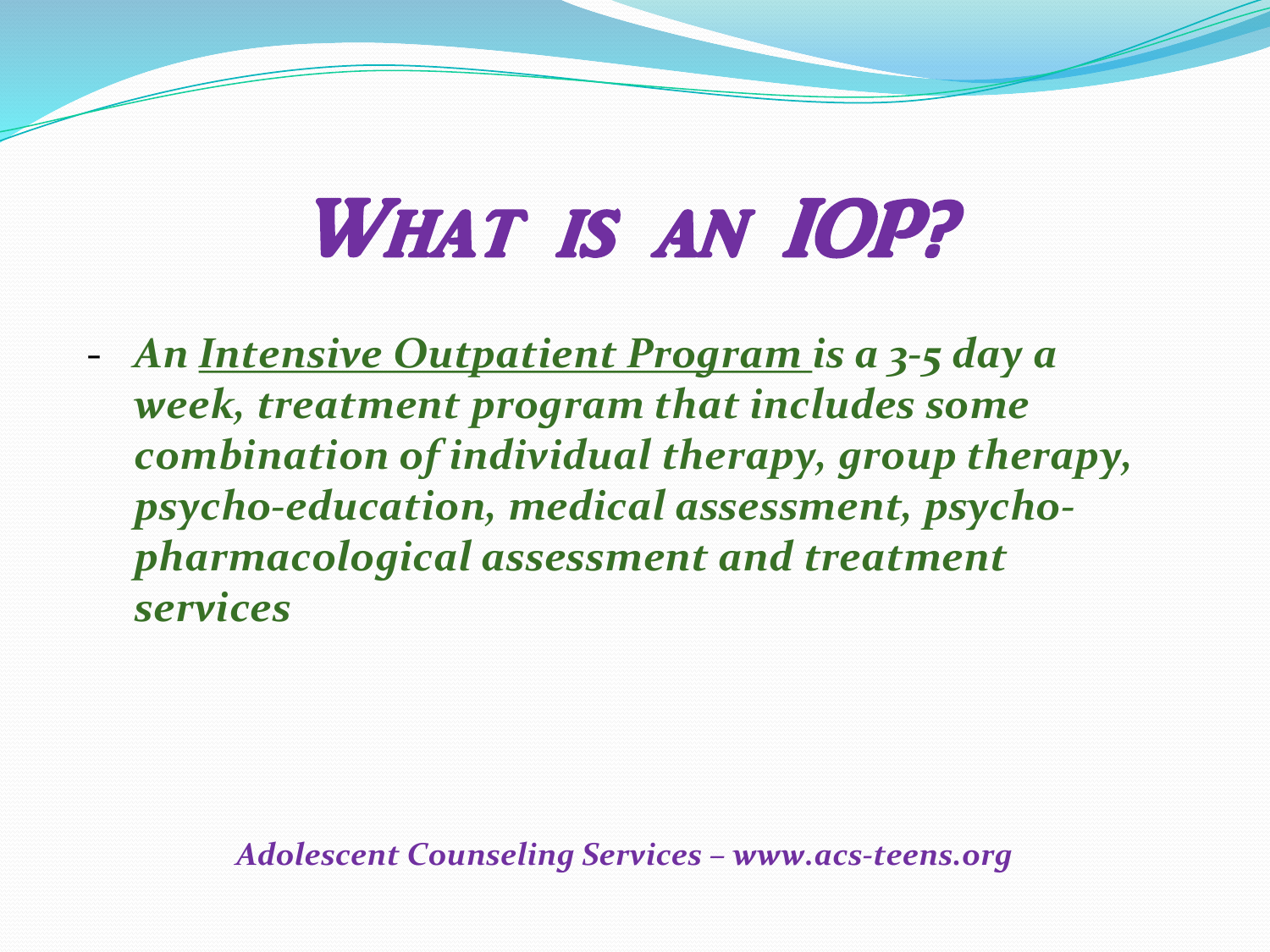# What is an IOP?

- *An* ***Intensive Outpatient Program*** ***is a 3-5 day a week, treatment program that includes some combination of individual therapy, group therapy, psycho-education, medical assessment, psycho-pharmacological assessment and treatment services***

***Adolescent Counseling Services – www.acs-teens.org***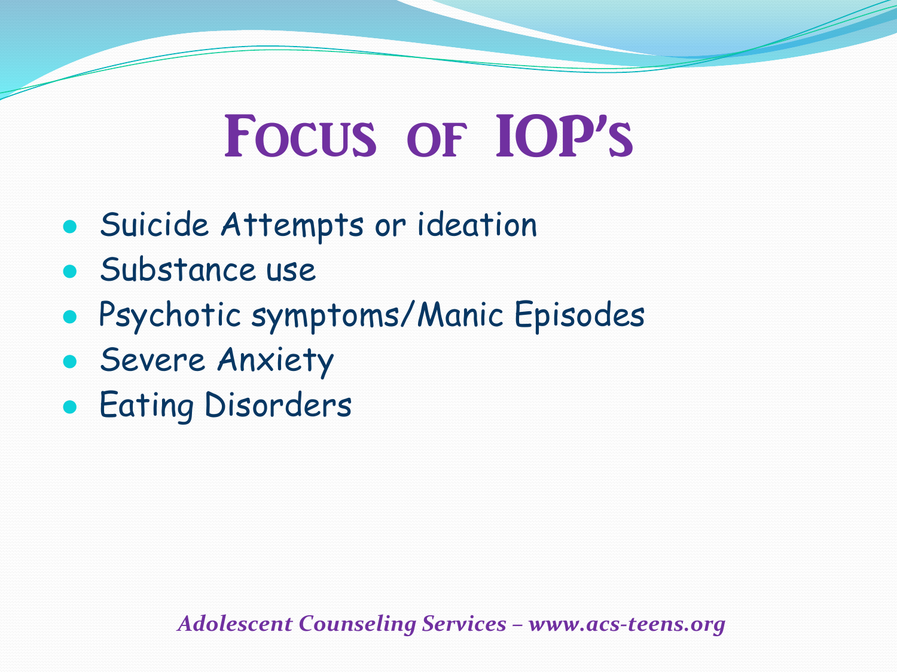# Focus of IOP's

- Suicide Attempts or ideation
- Substance use
- Psychotic symptoms/Manic Episodes
- Severe Anxiety
- Eating Disorders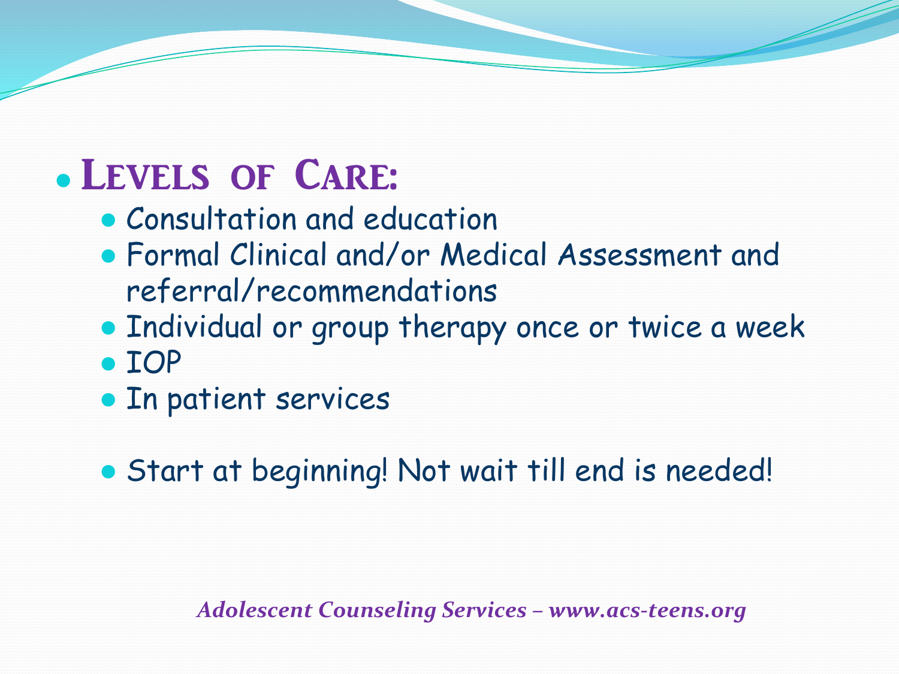## Levels of Care:

- Consultation and education
- Formal Clinical and/or Medical Assessment and referral/recommendations
- Individual or group therapy once or twice a week
- IOP
- In patient services

- Start at beginning! Not wait till end is needed!

*Adolescent Counseling Services – www.acs-teens.org*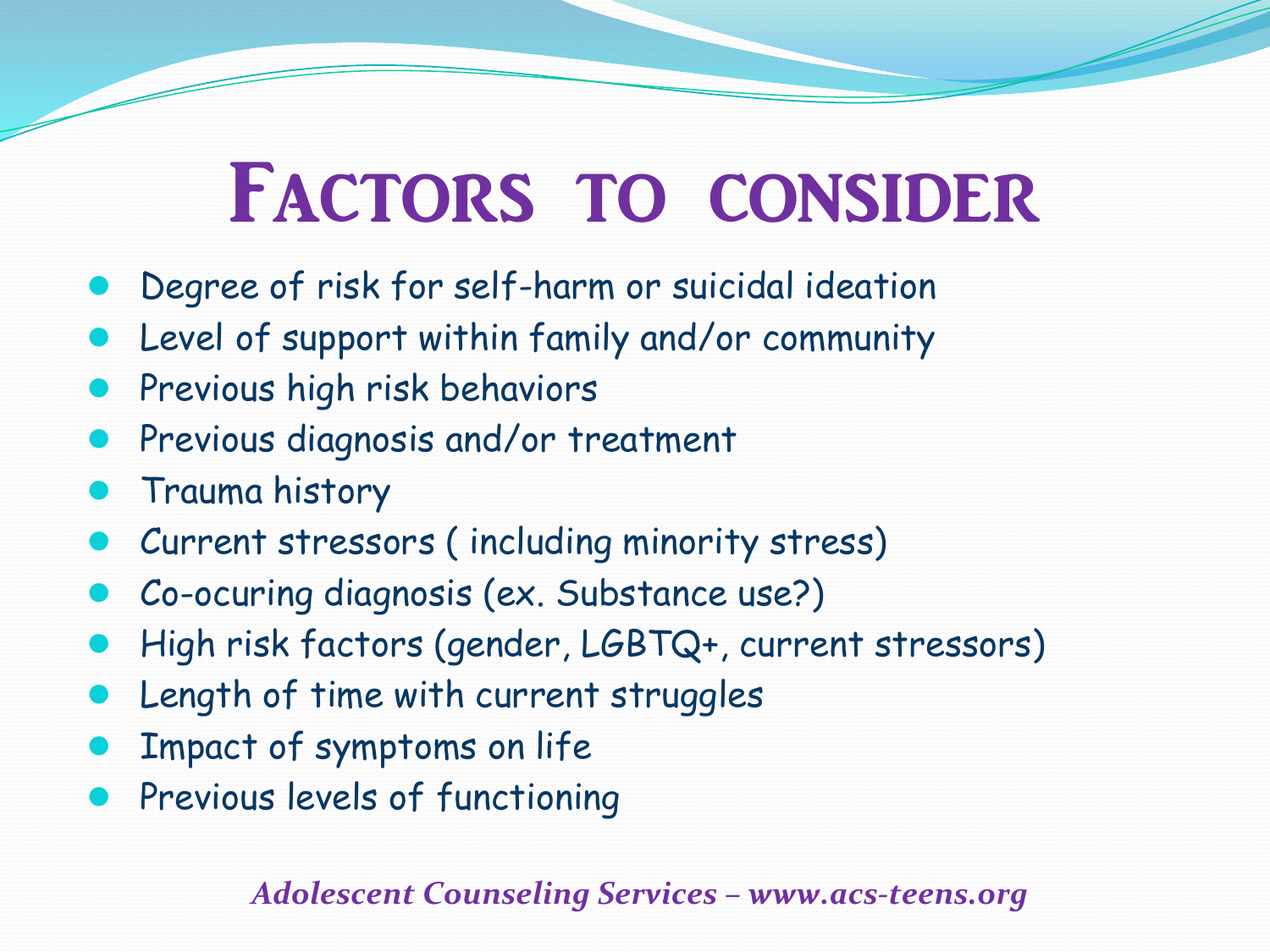# Factors to consider

- Degree of risk for self-harm or suicidal ideation
- Level of support within family and/or community
- Previous high risk behaviors
- Previous diagnosis and/or treatment
- Trauma history
- Current stressors ( including minority stress)
- Co-ocuring diagnosis (ex. Substance use?)
- High risk factors (gender, LGBTQ+, current stressors)
- Length of time with current struggles
- Impact of symptoms on life
- Previous levels of functioning

*Adolescent Counseling Services – www.acs-teens.org*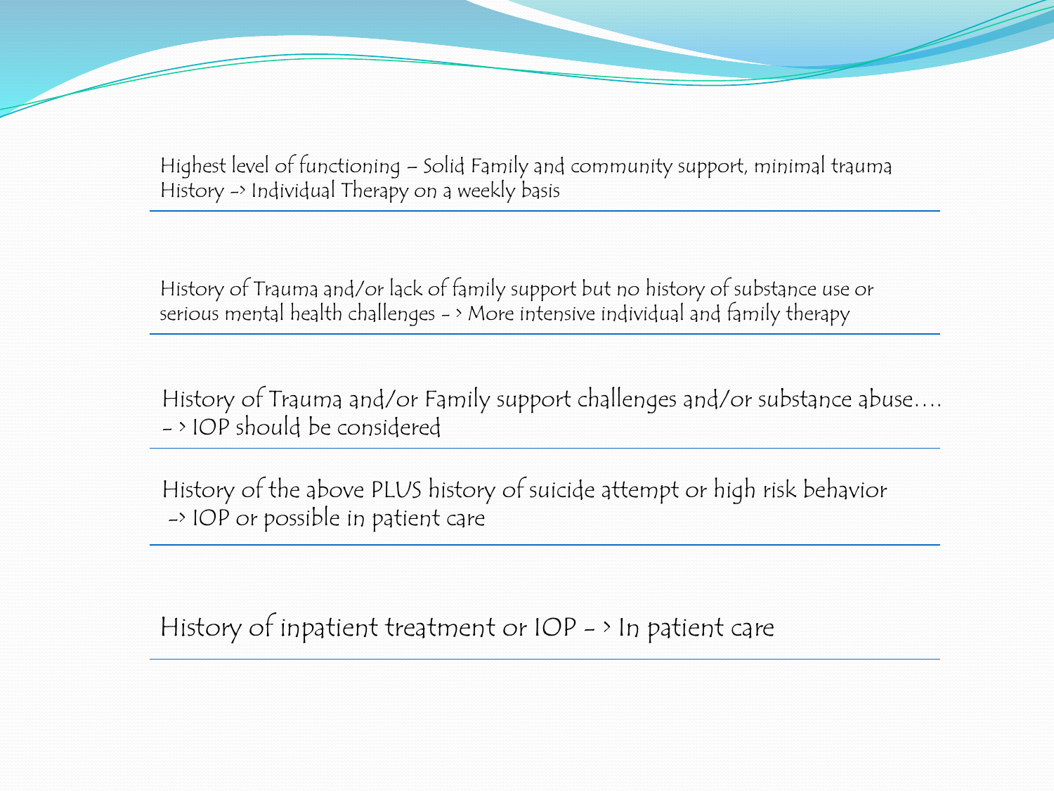Highest level of functioning – Solid Family and community support, minimal trauma History -> Individual Therapy on a weekly basis

---

History of Trauma and/or lack of family support but no history of substance use or serious mental health challenges - > More intensive individual and family therapy

---

History of Trauma and/or Family support challenges and/or substance abuse…. - > IOP should be considered

---

History of the above PLUS history of suicide attempt or high risk behavior -> IOP or possible in patient care

---

History of inpatient treatment or IOP - > In patient care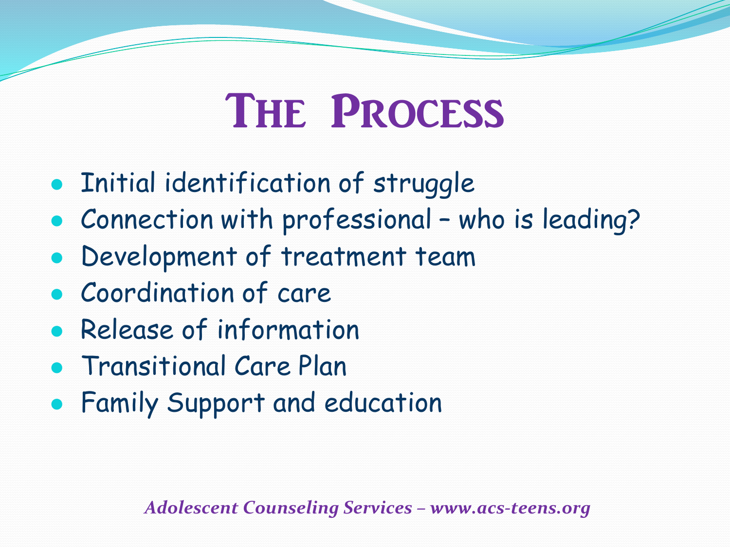# The Process

- Initial identification of struggle
- Connection with professional – who is leading?
- Development of treatment team
- Coordination of care
- Release of information
- Transitional Care Plan
- Family Support and education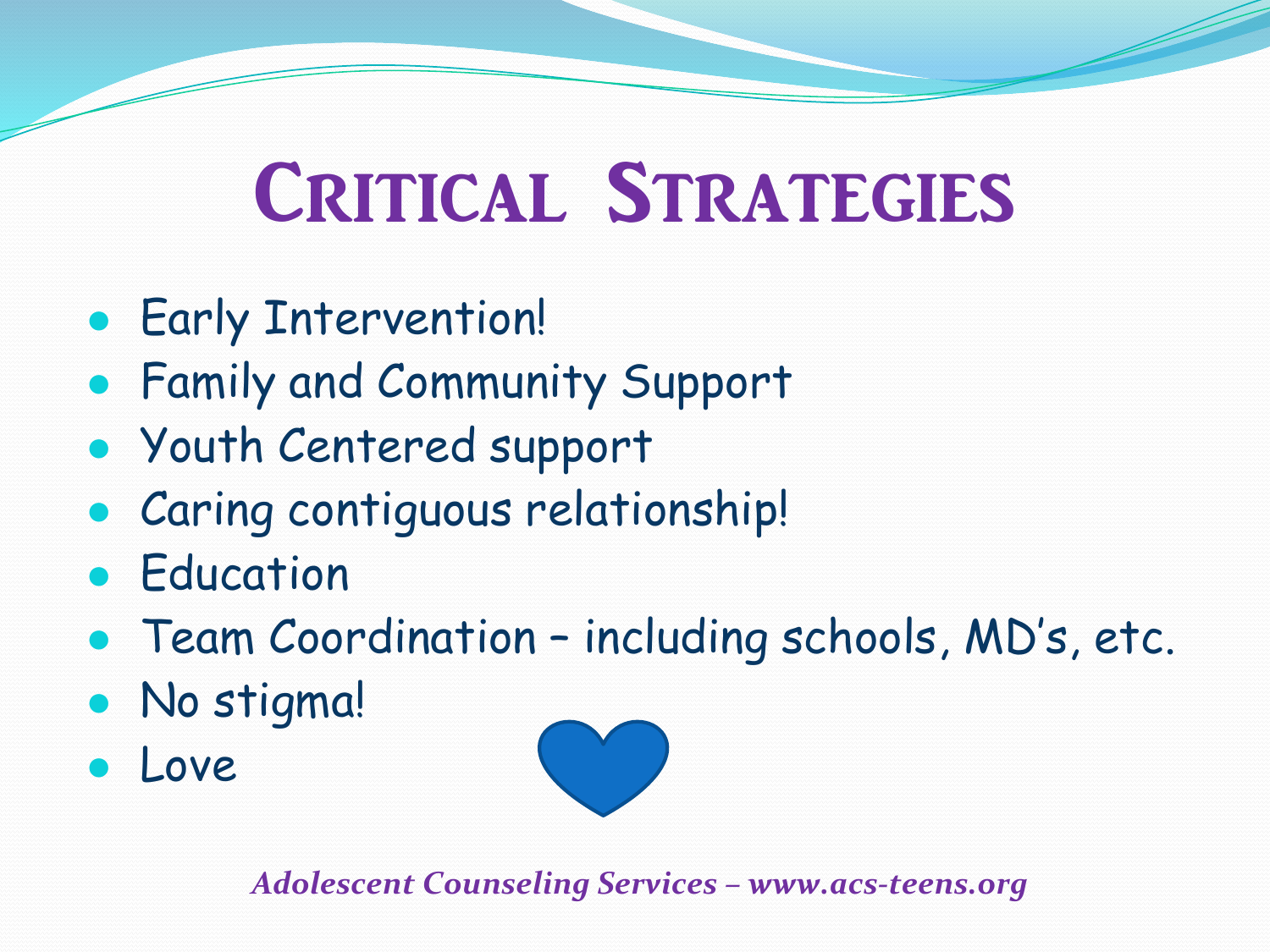# Critical Strategies

- Early Intervention!
- Family and Community Support
- Youth Centered support
- Caring contiguous relationship!
- Education
- Team Coordination – including schools, MD's, etc.
- No stigma!
- Love

*Adolescent Counseling Services – www.acs-teens.org*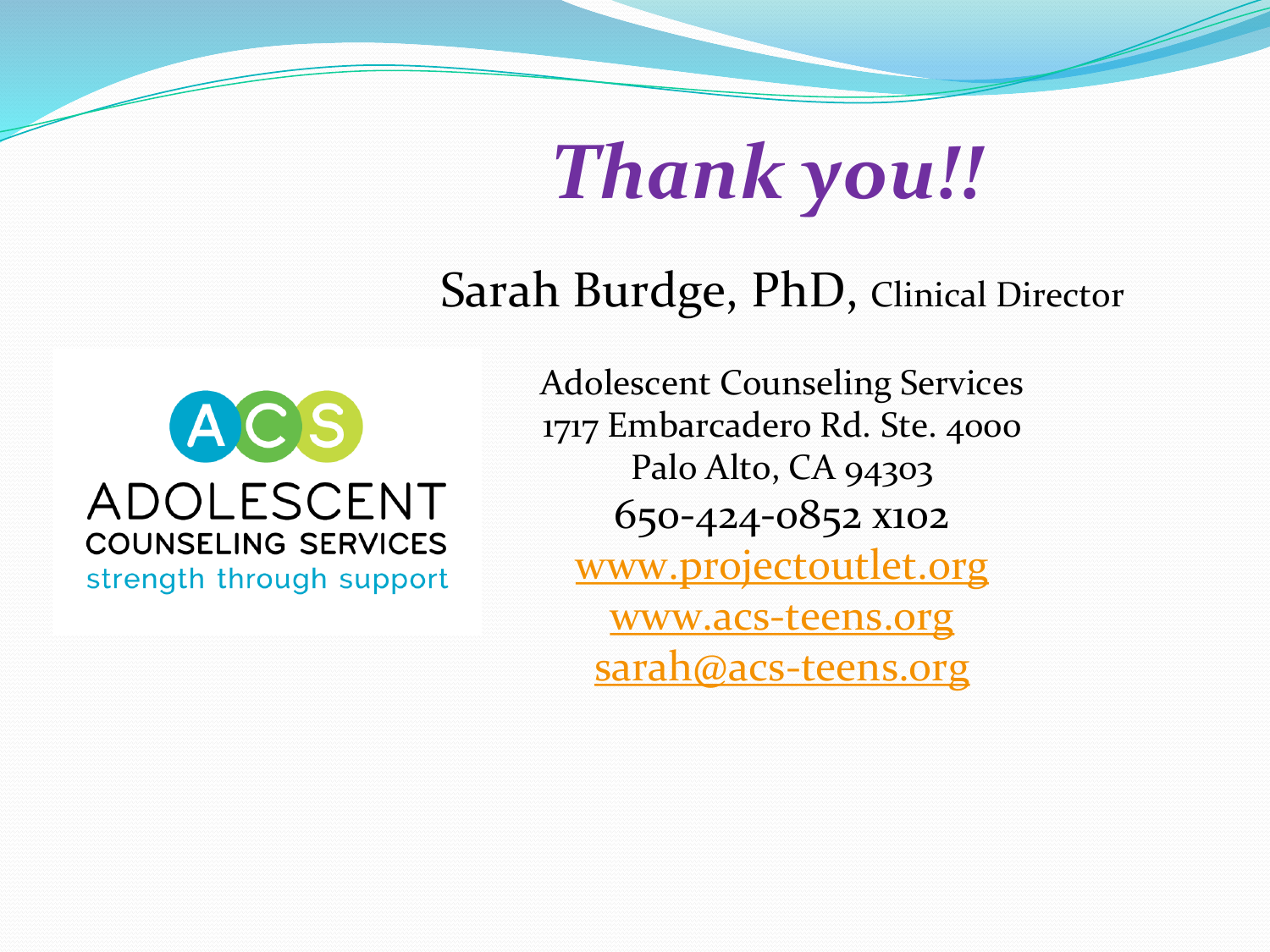# *Thank you!!*

Sarah Burdge, PhD, Clinical Director

ADOLESCENT COUNSELING SERVICES
strength through support

Adolescent Counseling Services
1717 Embarcadero Rd. Ste. 4000
Palo Alto, CA 94303
650-424-0852 x102
www.projectoutlet.org
www.acs-teens.org
sarah@acs-teens.org